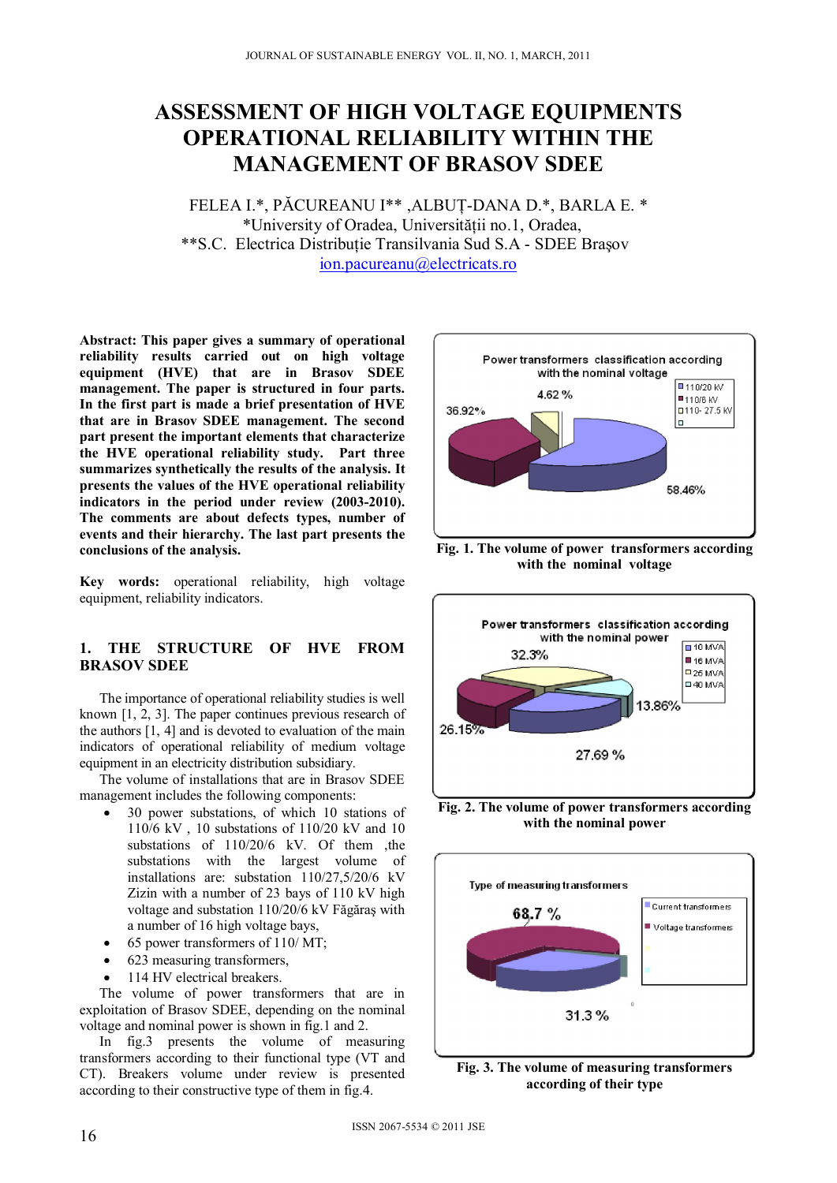# ASSESSMENT OF HIGH VOLTAGE EQUIPMENTS OPERATIONAL RELIABILITY WITHIN THE MANAGEMENT OF BRASOV SDEE

FELEA I.*, PĂCUREANU I** ,ALBUȚ-DANA D.*, BARLA E. *
*University of Oradea, Universităţii no.1, Oradea,
**S.C. Electrica Distribuţie Transilvania Sud S.A - SDEE Braşov
ion.pacureanu@electricats.ro

**Abstract: This paper gives a summary of operational reliability results carried out on high voltage equipment (HVE) that are in Brasov SDEE management. The paper is structured in four parts. In the first part is made a brief presentation of HVE that are in Brasov SDEE management. The second part present the important elements that characterize the HVE operational reliability study. Part three summarizes synthetically the results of the analysis. It presents the values of the HVE operational reliability indicators in the period under review (2003-2010). The comments are about defects types, number of events and their hierarchy. The last part presents the conclusions of the analysis.**

**Key words:** operational reliability, high voltage equipment, reliability indicators.

## 1. THE STRUCTURE OF HVE FROM BRASOV SDEE

The importance of operational reliability studies is well known [1, 2, 3]. The paper continues previous research of the authors [1, 4] and is devoted to evaluation of the main indicators of operational reliability of medium voltage equipment in an electricity distribution subsidiary.

The volume of installations that are in Brasov SDEE management includes the following components:

- 30 power substations, of which 10 stations of 110/6 kV , 10 substations of 110/20 kV and 10 substations of 110/20/6 kV. Of them ,the substations with the largest volume of installations are: substation 110/27,5/20/6 kV Zizin with a number of 23 bays of 110 kV high voltage and substation 110/20/6 kV Făgăraş with a number of 16 high voltage bays,
- 65 power transformers of 110/ MT;
- 623 measuring transformers,
- 114 HV electrical breakers.

The volume of power transformers that are in exploitation of Brasov SDEE, depending on the nominal voltage and nominal power is shown in fig.1 and 2.

In fig.3 presents the volume of measuring transformers according to their functional type (VT and CT). Breakers volume under review is presented according to their constructive type of them in fig.4.

Power transformers classification according with the nominal voltage

| Nominal voltage | Share |
|---|---|
| 110/20 kV | 58.46% |
| 110/6 kV | 36.92% |
| 110- 27.5 kV | 4.62 % |

**Fig. 1. The volume of power transformers according with the nominal voltage**

Power transformers classification according with the nominal power

Legend: 10 MVA, 16 MVA, 25 MVA, 40 MVA. Values shown: 32.3%, 26.15%, 27.69 %, 13.86%

**Fig. 2. The volume of power transformers according with the nominal power**

Type of measuring transformers

Legend: Current transformers, Voltage transformers. Values shown: 68.7 %, 31.3 %

**Fig. 3. The volume of measuring transformers according of their type**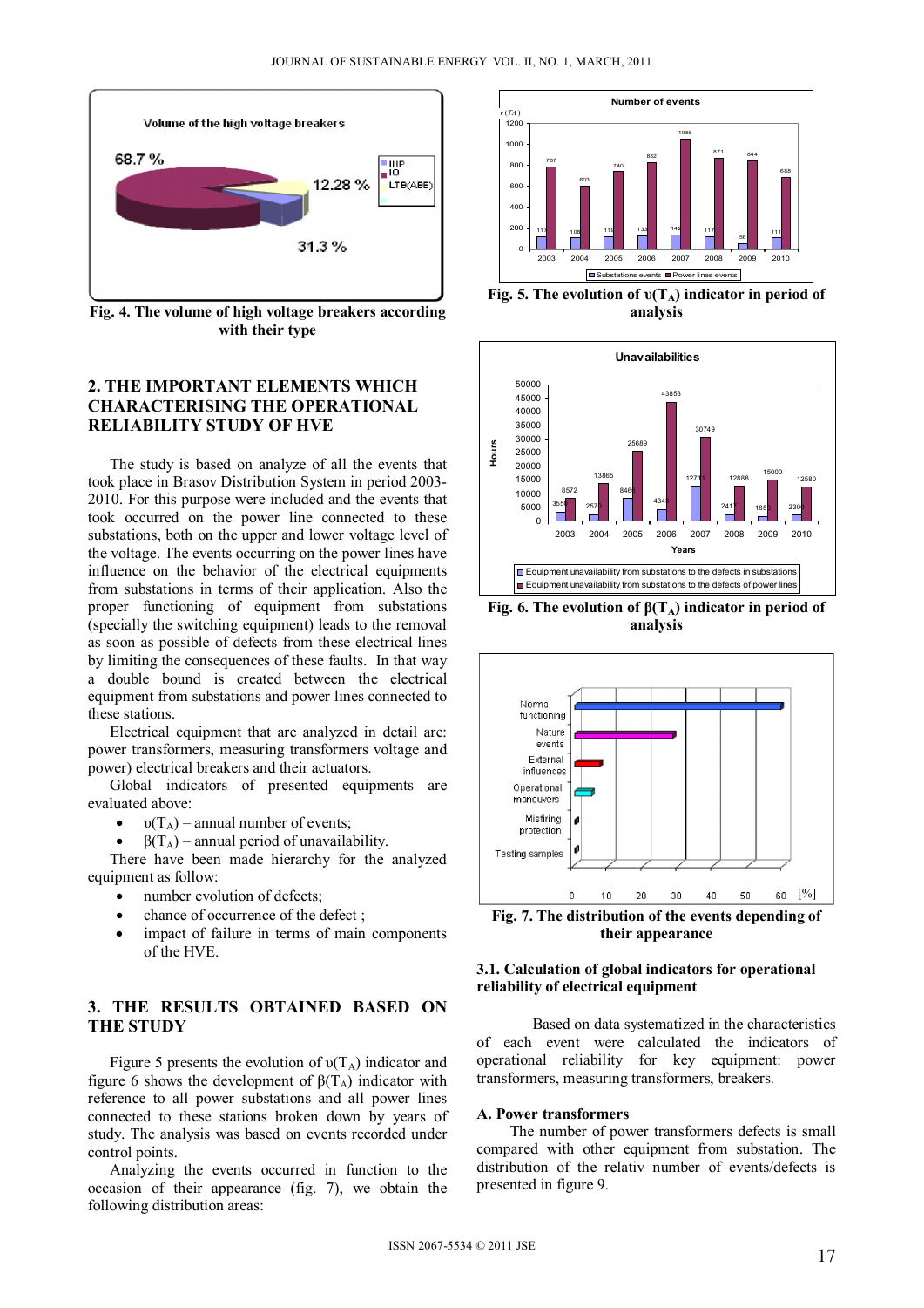Fig. 4. The volume of high voltage breakers according with their type

## 2. THE IMPORTANT ELEMENTS WHICH CHARACTERISING THE OPERATIONAL RELIABILITY STUDY OF HVE

The study is based on analyze of all the events that took place in Brasov Distribution System in period 2003-2010. For this purpose were included and the events that took occurred on the power line connected to these substations, both on the upper and lower voltage level of the voltage. The events occurring on the power lines have influence on the behavior of the electrical equipments from substations in terms of their application. Also the proper functioning of equipment from substations (specially the switching equipment) leads to the removal as soon as possible of defects from these electrical lines by limiting the consequences of these faults. In that way a double bound is created between the electrical equipment from substations and power lines connected to these stations.

Electrical equipment that are analyzed in detail are: power transformers, measuring transformers voltage and power) electrical breakers and their actuators.

Global indicators of presented equipments are evaluated above:

- $\upsilon(T_A)$ – annual number of events;
- $\beta(T_A)$ – annual period of unavailability.

There have been made hierarchy for the analyzed equipment as follow:

- number evolution of defects;
- chance of occurrence of the defect ;
- impact of failure in terms of main components of the HVE.

## 3. THE RESULTS OBTAINED BASED ON THE STUDY

Figure 5 presents the evolution of $\upsilon(T_A)$ indicator and figure 6 shows the development of $\beta(T_A)$ indicator with reference to all power substations and all power lines connected to these stations broken down by years of study. The analysis was based on events recorded under control points.

Analyzing the events occurred in function to the occasion of their appearance (fig. 7), we obtain the following distribution areas:

Fig. 5. The evolution of $\upsilon(T_A)$ indicator in period of analysis

Fig. 6. The evolution of $\beta(T_A)$ indicator in period of analysis

Fig. 7. The distribution of the events depending of their appearance

### 3.1. Calculation of global indicators for operational reliability of electrical equipment

Based on data systematized in the characteristics of each event were calculated the indicators of operational reliability for key equipment: power transformers, measuring transformers, breakers.

### A. Power transformers

The number of power transformers defects is small compared with other equipment from substation. The distribution of the relativ number of events/defects is presented in figure 9.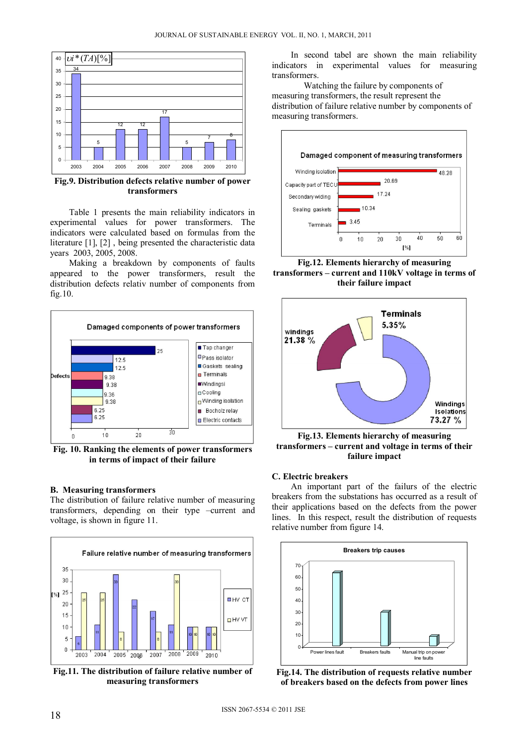Fig.9. **Distribution defects relative number of power transformers**

Table 1 presents the main reliability indicators in experimental values for power transformers. The indicators were calculated based on formulas from the literature [1], [2] , being presented the characteristic data years 2003, 2005, 2008.

Making a breakdown by components of faults appeared to the power transformers, result the distribution defects relativ number of components from fig.10.

**Fig. 10. Ranking the elements of power transformers in terms of impact of their failure**

### B. Measuring transformers

The distribution of failure relative number of measuring transformers, depending on their type –current and voltage, is shown in figure 11.

**Fig.11. The distribution of failure relative number of measuring transformers**

In second tabel are shown the main reliability indicators in experimental values for measuring transformers.

Watching the failure by components of measuring transformers, the result represent the distribution of failure relative number by components of measuring transformers.

**Fig.12. Elements hierarchy of measuring transformers – current and 110kV voltage in terms of their failure impact**

**Fig.13. Elements hierarchy of measuring transformers – current and voltage in terms of their failure impact**

### C. Electric breakers

An important part of the failurs of the electric breakers from the substations has occurred as a result of their applications based on the defects from the power lines. In this respect, result the distribution of requests relative number from figure 14.

**Fig.14. The distribution of requests relative number of breakers based on the defects from power lines**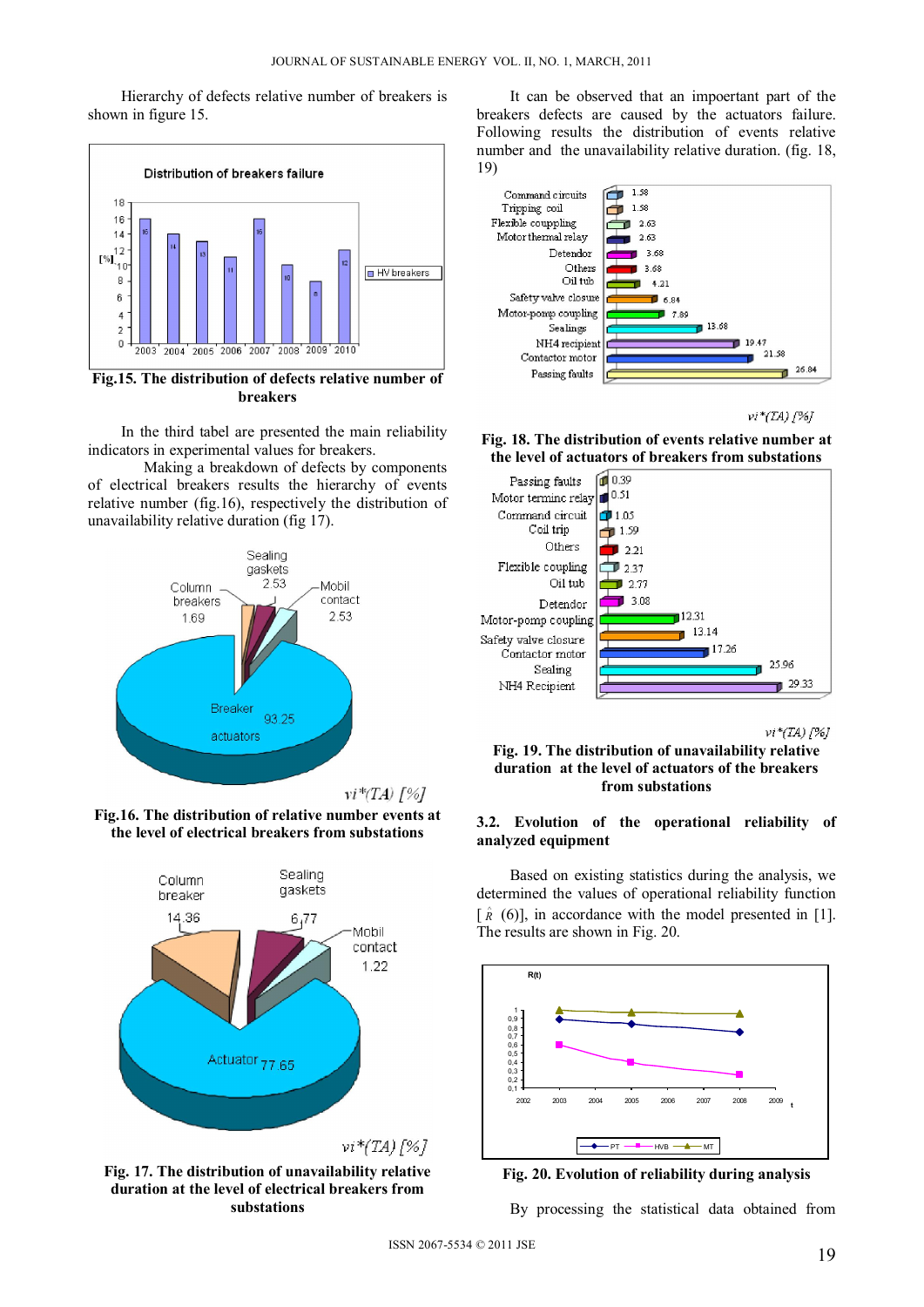Hierarchy of defects relative number of breakers is shown in figure 15.

Fig.15. The distribution of defects relative number of breakers

In the third tabel are presented the main reliability indicators in experimental values for breakers.

Making a breakdown of defects by components of electrical breakers results the hierarchy of events relative number (fig.16), respectively the distribution of unavailability relative duration (fig 17).

Fig.16. The distribution of relative number events at the level of electrical breakers from substations

Fig. 17. The distribution of unavailability relative duration at the level of electrical breakers from substations

It can be observed that an impoertant part of the breakers defects are caused by the actuators failure. Following results the distribution of events relative number and the unavailability relative duration. (fig. 18, 19)

Fig. 18. The distribution of events relative number at the level of actuators of breakers from substations

Fig. 19. The distribution of unavailability relative duration at the level of actuators of the breakers from substations

### 3.2. Evolution of the operational reliability of analyzed equipment

Based on existing statistics during the analysis, we determined the values of operational reliability function [ $\hat{R}$ (6)], in accordance with the model presented in [1]. The results are shown in Fig. 20.

Fig. 20. Evolution of reliability during analysis

By processing the statistical data obtained from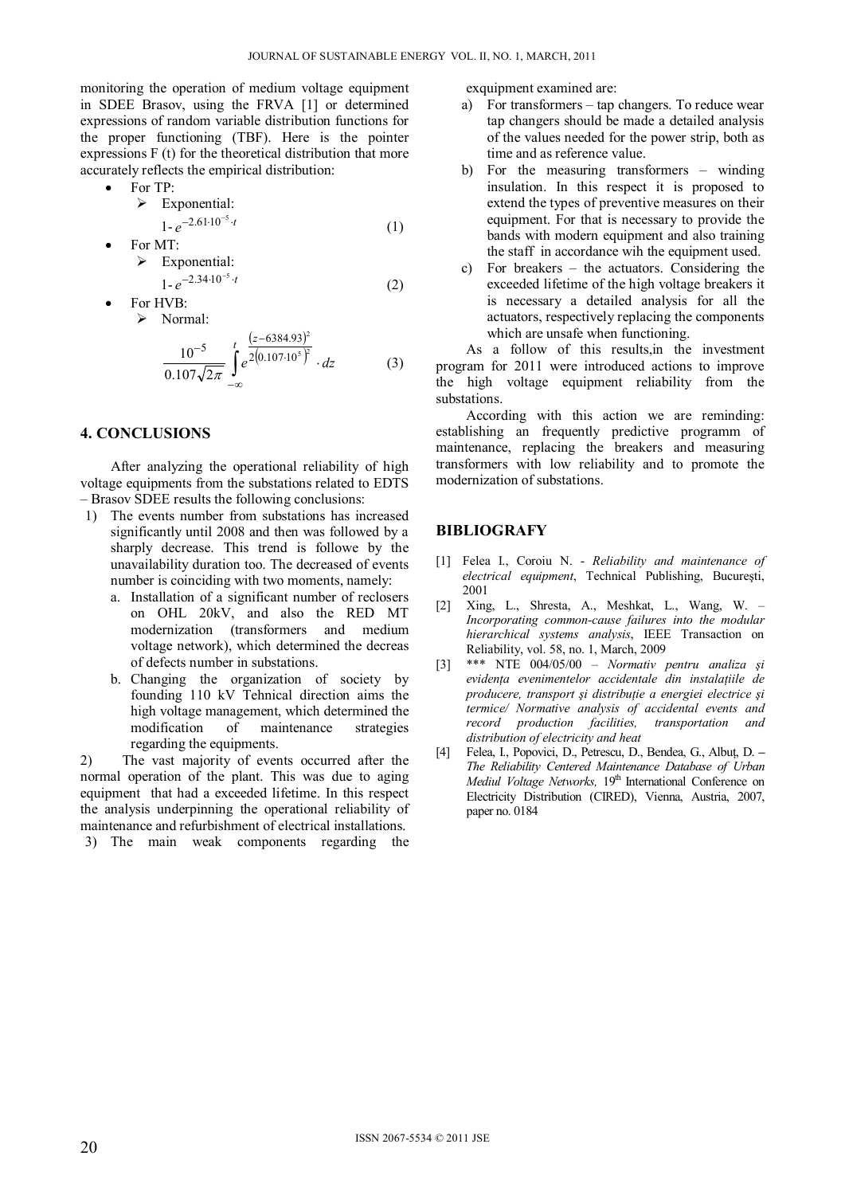monitoring the operation of medium voltage equipment in SDEE Brasov, using the FRVA [1] or determined expressions of random variable distribution functions for the proper functioning (TBF). Here is the pointer expressions F (t) for the theoretical distribution that more accurately reflects the empirical distribution:

- For TP:
  - Exponential:

$$1\text{-}\,e^{-2.61\cdot 10^{-5}\cdot t} \tag{1}$$

- For MT:
  - Exponential:

$$1\text{-}\,e^{-2.34\cdot 10^{-5}\cdot t} \tag{2}$$

- For HVB:
  - Normal:

$$\frac{10^{-5}}{0.107\sqrt{2\pi}}\int_{-\infty}^{t} e^{\frac{(z-6384.93)^2}{2(0.107\cdot 10^5)^2}}\cdot dz \tag{3}$$

## 4. CONCLUSIONS

After analyzing the operational reliability of high voltage equipments from the substations related to EDTS – Brasov SDEE results the following conclusions:

1) The events number from substations has increased significantly until 2008 and then was followed by a sharply decrease. This trend is followe by the unavailability duration too. The decreased of events number is coinciding with two moments, namely:
   a. Installation of a significant number of reclosers on OHL 20kV, and also the RED MT modernization (transformers and medium voltage network), which determined the decreas of defects number in substations.
   b. Changing the organization of society by founding 110 kV Tehnical direction aims the high voltage management, which determined the modification of maintenance strategies regarding the equipments.

2) The vast majority of events occurred after the normal operation of the plant. This was due to aging equipment that had a exceeded lifetime. In this respect the analysis underpinning the operational reliability of maintenance and refurbishment of electrical installations.

3) The main weak components regarding the equipment examined are:
   a) For transformers – tap changers. To reduce wear tap changers should be made a detailed analysis of the values needed for the power strip, both as time and as reference value.
   b) For the measuring transformers – winding insulation. In this respect it is proposed to extend the types of preventive measures on their equipment. For that is necessary to provide the bands with modern equipment and also training the staff in accordance wih the equipment used.
   c) For breakers – the actuators. Considering the exceeded lifetime of the high voltage breakers it is necessary a detailed analysis for all the actuators, respectively replacing the components which are unsafe when functioning.

As a follow of this results,in the investment program for 2011 were introduced actions to improve the high voltage equipment reliability from the substations.

According with this action we are reminding: establishing an frequently predictive programm of maintenance, replacing the breakers and measuring transformers with low reliability and to promote the modernization of substations.

## BIBLIOGRAFY

[1] Felea I., Coroiu N. - *Reliability and maintenance of electrical equipment*, Technical Publishing, Bucureşti, 2001

[2] Xing, L., Shresta, A., Meshkat, L., Wang, W. – *Incorporating common-cause failures into the modular hierarchical systems analysis*, IEEE Transaction on Reliability, vol. 58, no. 1, March, 2009

[3] *** NTE 004/05/00 – *Normativ pentru analiza şi evidenţa evenimentelor accidentale din instalaţiile de producere, transport şi distribuţie a energiei electrice şi termice/ Normative analysis of accidental events and record production facilities, transportation and distribution of electricity and heat*

[4] Felea, I., Popovici, D., Petrescu, D., Bendea, G., Albuţ, D. – *The Reliability Centered Maintenance Database of Urban Mediul Voltage Networks,* 19th International Conference on Electricity Distribution (CIRED), Vienna, Austria, 2007, paper no. 0184